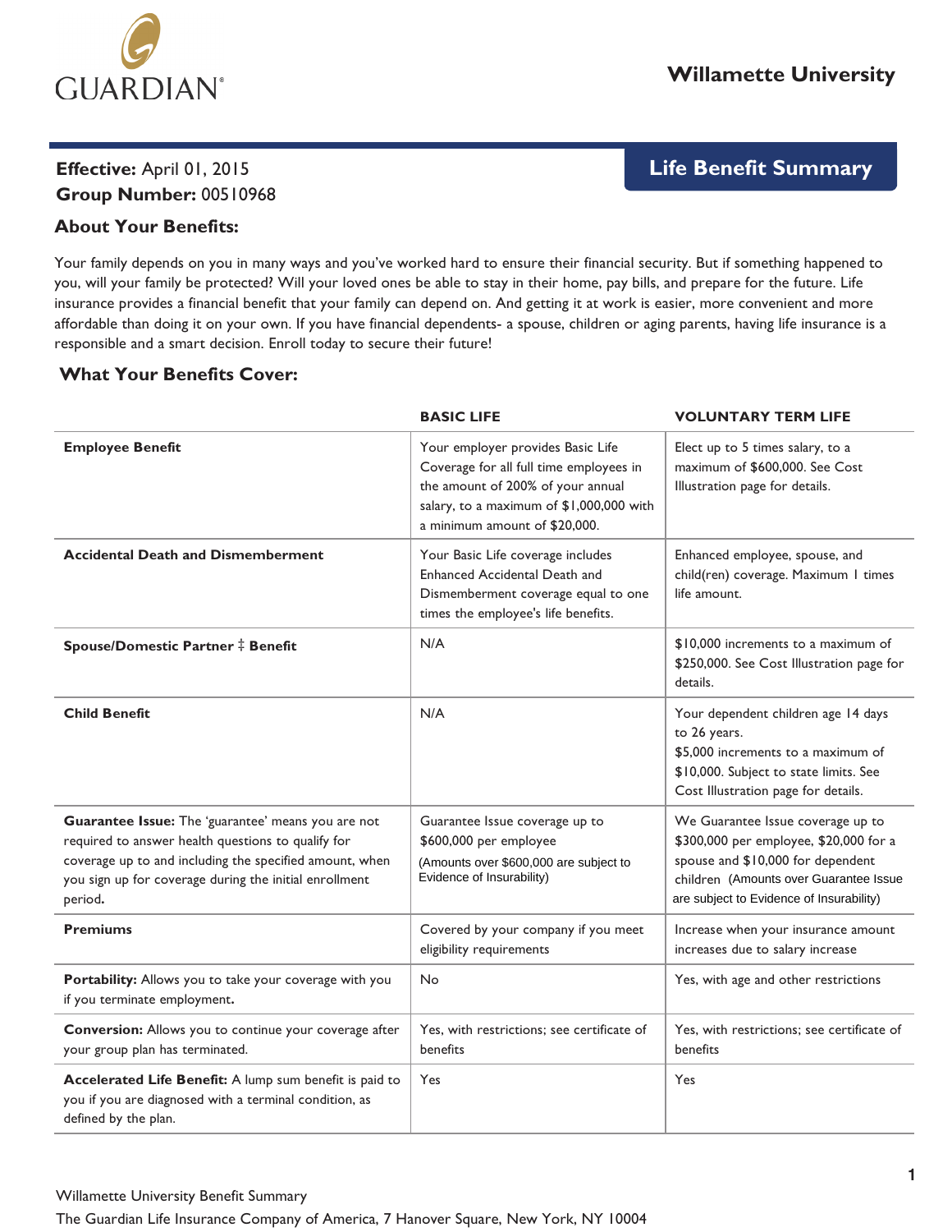GUARDIAN®

**Willamette University**

**Effective:** April 01, 2015
**Group Number:** 00510968

## Life Benefit Summary

### About Your Benefits:

Your family depends on you in many ways and you've worked hard to ensure their financial security. But if something happened to you, will your family be protected? Will your loved ones be able to stay in their home, pay bills, and prepare for the future. Life insurance provides a financial benefit that your family can depend on. And getting it at work is easier, more convenient and more affordable than doing it on your own. If you have financial dependents- a spouse, children or aging parents, having life insurance is a responsible and a smart decision. Enroll today to secure their future!

### What Your Benefits Cover:

| | BASIC LIFE | VOLUNTARY TERM LIFE |
|---|---|---|
| **Employee Benefit** | Your employer provides Basic Life Coverage for all full time employees in the amount of 200% of your annual salary, to a maximum of $1,000,000 with a minimum amount of $20,000. | Elect up to 5 times salary, to a maximum of $600,000. See Cost Illustration page for details. |
| **Accidental Death and Dismemberment** | Your Basic Life coverage includes Enhanced Accidental Death and Dismemberment coverage equal to one times the employee's life benefits. | Enhanced employee, spouse, and child(ren) coverage. Maximum 1 times life amount. |
| **Spouse/Domestic Partner ‡ Benefit** | N/A | $10,000 increments to a maximum of $250,000. See Cost Illustration page for details. |
| **Child Benefit** | N/A | Your dependent children age 14 days to 26 years. $5,000 increments to a maximum of $10,000. Subject to state limits. See Cost Illustration page for details. |
| **Guarantee Issue:** The 'guarantee' means you are not required to answer health questions to qualify for coverage up to and including the specified amount, when you sign up for coverage during the initial enrollment period. | Guarantee Issue coverage up to $600,000 per employee (Amounts over $600,000 are subject to Evidence of Insurability) | We Guarantee Issue coverage up to $300,000 per employee, $20,000 for a spouse and $10,000 for dependent children (Amounts over Guarantee Issue are subject to Evidence of Insurability) |
| **Premiums** | Covered by your company if you meet eligibility requirements | Increase when your insurance amount increases due to salary increase |
| **Portability:** Allows you to take your coverage with you if you terminate employment. | No | Yes, with age and other restrictions |
| **Conversion:** Allows you to continue your coverage after your group plan has terminated. | Yes, with restrictions; see certificate of benefits | Yes, with restrictions; see certificate of benefits |
| **Accelerated Life Benefit:** A lump sum benefit is paid to you if you are diagnosed with a terminal condition, as defined by the plan. | Yes | Yes |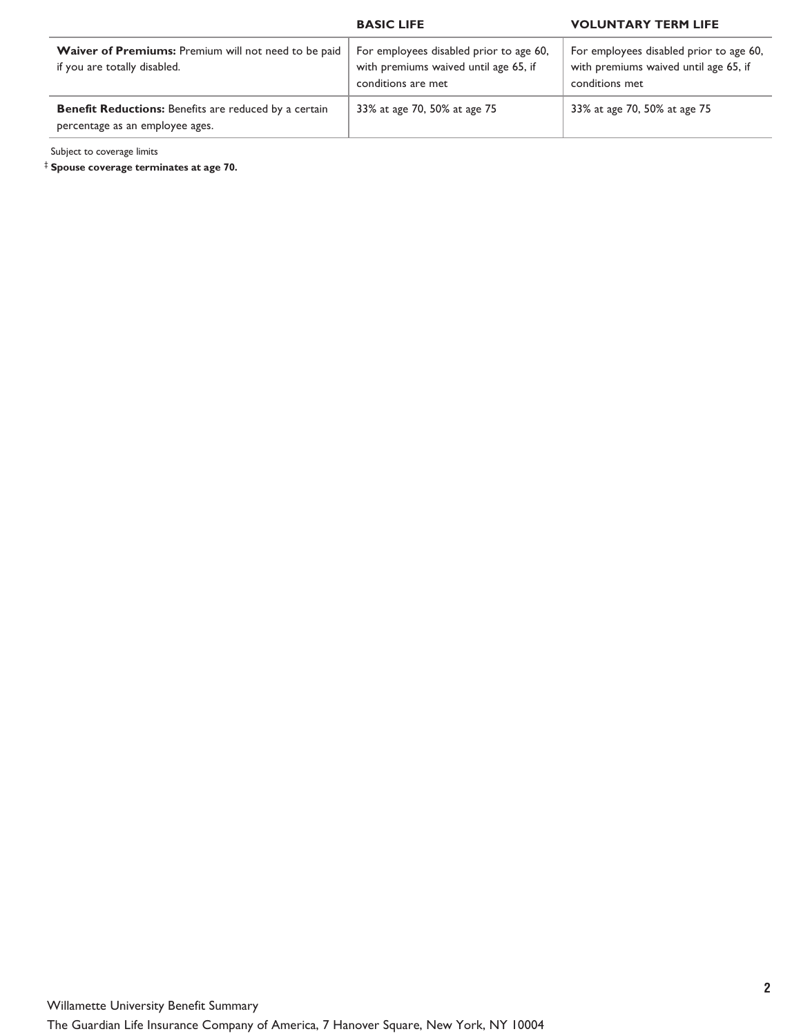| | BASIC LIFE | VOLUNTARY TERM LIFE |
|---|---|---|
| **Waiver of Premiums:** Premium will not need to be paid if you are totally disabled. | For employees disabled prior to age 60, with premiums waived until age 65, if conditions are met | For employees disabled prior to age 60, with premiums waived until age 65, if conditions met |
| **Benefit Reductions:** Benefits are reduced by a certain percentage as an employee ages. | 33% at age 70, 50% at age 75 | 33% at age 70, 50% at age 75 |

Subject to coverage limits

‡ **Spouse coverage terminates at age 70.**

Willamette University Benefit Summary

The Guardian Life Insurance Company of America, 7 Hanover Square, New York, NY 10004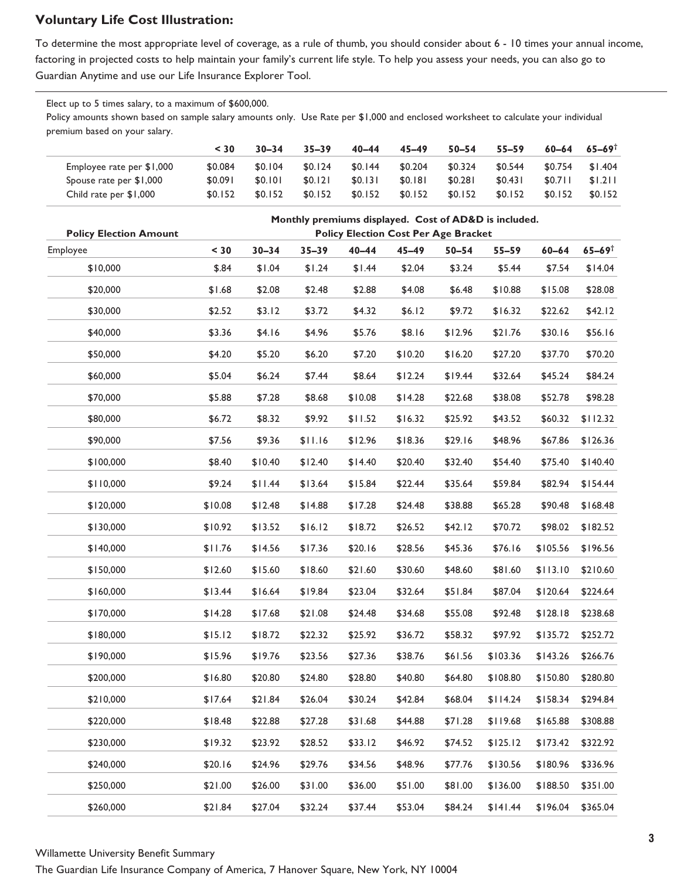## Voluntary Life Cost Illustration:

To determine the most appropriate level of coverage, as a rule of thumb, you should consider about 6 - 10 times your annual income, factoring in projected costs to help maintain your family's current life style. To help you assess your needs, you can also go to Guardian Anytime and use our Life Insurance Explorer Tool.

Elect up to 5 times salary, to a maximum of $600,000.

Policy amounts shown based on sample salary amounts only. Use Rate per $1,000 and enclosed worksheet to calculate your individual premium based on your salary.

| | < 30 | 30–34 | 35–39 | 40–44 | 45–49 | 50–54 | 55–59 | 60–64 | 65–69† |
|---|---|---|---|---|---|---|---|---|---|
| Employee rate per $1,000 | $0.084 | $0.104 | $0.124 | $0.144 | $0.204 | $0.324 | $0.544 | $0.754 | $1.404 |
| Spouse rate per $1,000 | $0.091 | $0.101 | $0.121 | $0.131 | $0.181 | $0.281 | $0.431 | $0.711 | $1.211 |
| Child rate per $1,000 | $0.152 | $0.152 | $0.152 | $0.152 | $0.152 | $0.152 | $0.152 | $0.152 | $0.152 |

**Monthly premiums displayed. Cost of AD&D is included.**

| Policy Election Amount | Policy Election Cost Per Age Bracket | | | | | | | | |
|---|---|---|---|---|---|---|---|---|---|
| Employee | < 30 | 30–34 | 35–39 | 40–44 | 45–49 | 50–54 | 55–59 | 60–64 | 65–69† |
| $10,000 | $.84 | $1.04 | $1.24 | $1.44 | $2.04 | $3.24 | $5.44 | $7.54 | $14.04 |
| $20,000 | $1.68 | $2.08 | $2.48 | $2.88 | $4.08 | $6.48 | $10.88 | $15.08 | $28.08 |
| $30,000 | $2.52 | $3.12 | $3.72 | $4.32 | $6.12 | $9.72 | $16.32 | $22.62 | $42.12 |
| $40,000 | $3.36 | $4.16 | $4.96 | $5.76 | $8.16 | $12.96 | $21.76 | $30.16 | $56.16 |
| $50,000 | $4.20 | $5.20 | $6.20 | $7.20 | $10.20 | $16.20 | $27.20 | $37.70 | $70.20 |
| $60,000 | $5.04 | $6.24 | $7.44 | $8.64 | $12.24 | $19.44 | $32.64 | $45.24 | $84.24 |
| $70,000 | $5.88 | $7.28 | $8.68 | $10.08 | $14.28 | $22.68 | $38.08 | $52.78 | $98.28 |
| $80,000 | $6.72 | $8.32 | $9.92 | $11.52 | $16.32 | $25.92 | $43.52 | $60.32 | $112.32 |
| $90,000 | $7.56 | $9.36 | $11.16 | $12.96 | $18.36 | $29.16 | $48.96 | $67.86 | $126.36 |
| $100,000 | $8.40 | $10.40 | $12.40 | $14.40 | $20.40 | $32.40 | $54.40 | $75.40 | $140.40 |
| $110,000 | $9.24 | $11.44 | $13.64 | $15.84 | $22.44 | $35.64 | $59.84 | $82.94 | $154.44 |
| $120,000 | $10.08 | $12.48 | $14.88 | $17.28 | $24.48 | $38.88 | $65.28 | $90.48 | $168.48 |
| $130,000 | $10.92 | $13.52 | $16.12 | $18.72 | $26.52 | $42.12 | $70.72 | $98.02 | $182.52 |
| $140,000 | $11.76 | $14.56 | $17.36 | $20.16 | $28.56 | $45.36 | $76.16 | $105.56 | $196.56 |
| $150,000 | $12.60 | $15.60 | $18.60 | $21.60 | $30.60 | $48.60 | $81.60 | $113.10 | $210.60 |
| $160,000 | $13.44 | $16.64 | $19.84 | $23.04 | $32.64 | $51.84 | $87.04 | $120.64 | $224.64 |
| $170,000 | $14.28 | $17.68 | $21.08 | $24.48 | $34.68 | $55.08 | $92.48 | $128.18 | $238.68 |
| $180,000 | $15.12 | $18.72 | $22.32 | $25.92 | $36.72 | $58.32 | $97.92 | $135.72 | $252.72 |
| $190,000 | $15.96 | $19.76 | $23.56 | $27.36 | $38.76 | $61.56 | $103.36 | $143.26 | $266.76 |
| $200,000 | $16.80 | $20.80 | $24.80 | $28.80 | $40.80 | $64.80 | $108.80 | $150.80 | $280.80 |
| $210,000 | $17.64 | $21.84 | $26.04 | $30.24 | $42.84 | $68.04 | $114.24 | $158.34 | $294.84 |
| $220,000 | $18.48 | $22.88 | $27.28 | $31.68 | $44.88 | $71.28 | $119.68 | $165.88 | $308.88 |
| $230,000 | $19.32 | $23.92 | $28.52 | $33.12 | $46.92 | $74.52 | $125.12 | $173.42 | $322.92 |
| $240,000 | $20.16 | $24.96 | $29.76 | $34.56 | $48.96 | $77.76 | $130.56 | $180.96 | $336.96 |
| $250,000 | $21.00 | $26.00 | $31.00 | $36.00 | $51.00 | $81.00 | $136.00 | $188.50 | $351.00 |
| $260,000 | $21.84 | $27.04 | $32.24 | $37.44 | $53.04 | $84.24 | $141.44 | $196.04 | $365.04 |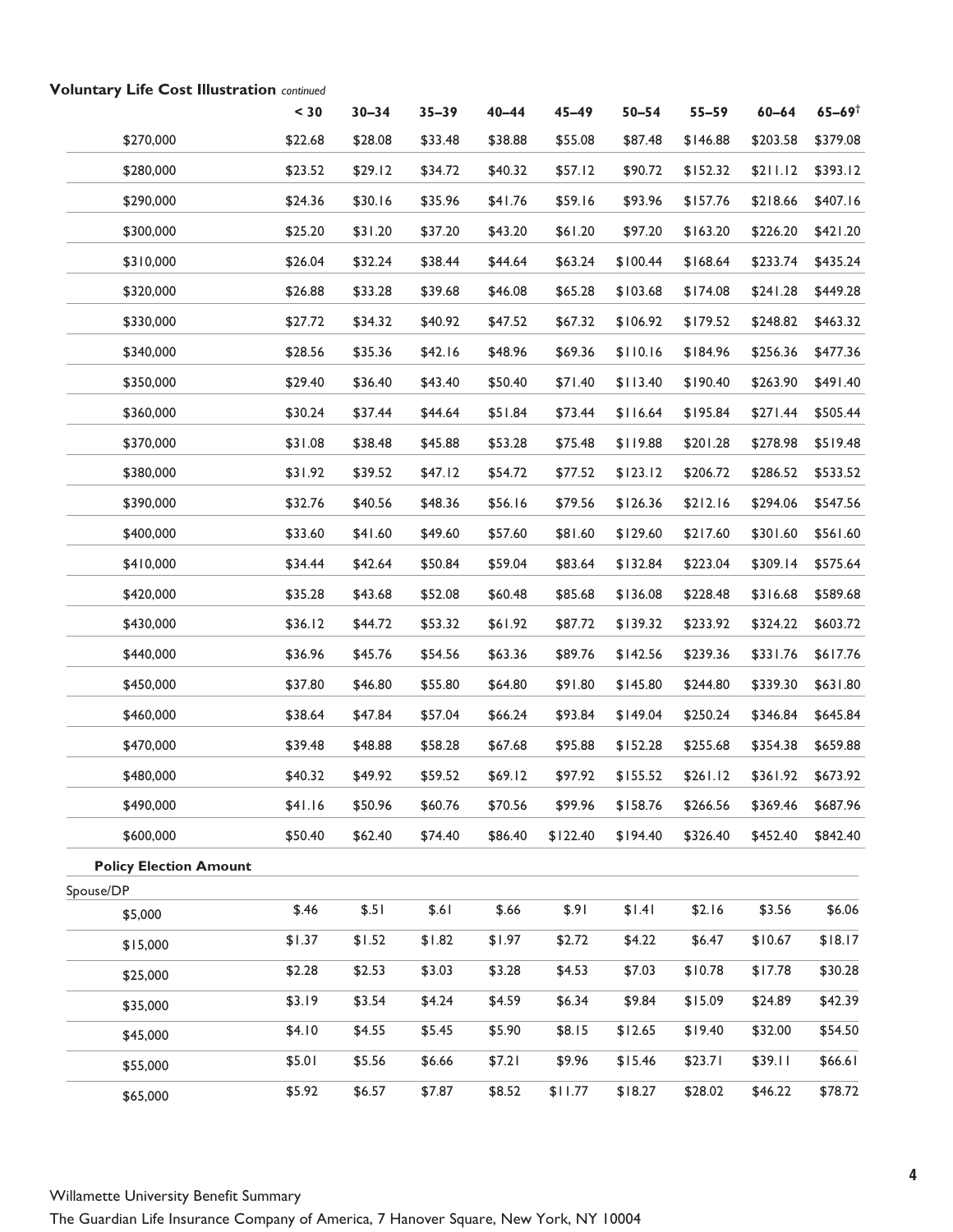**Voluntary Life Cost Illustration** *continued*

| | < 30 | 30–34 | 35–39 | 40–44 | 45–49 | 50–54 | 55–59 | 60–64 | 65–69† |
|---|---|---|---|---|---|---|---|---|---|
| $270,000 | $22.68 | $28.08 | $33.48 | $38.88 | $55.08 | $87.48 | $146.88 | $203.58 | $379.08 |
| $280,000 | $23.52 | $29.12 | $34.72 | $40.32 | $57.12 | $90.72 | $152.32 | $211.12 | $393.12 |
| $290,000 | $24.36 | $30.16 | $35.96 | $41.76 | $59.16 | $93.96 | $157.76 | $218.66 | $407.16 |
| $300,000 | $25.20 | $31.20 | $37.20 | $43.20 | $61.20 | $97.20 | $163.20 | $226.20 | $421.20 |
| $310,000 | $26.04 | $32.24 | $38.44 | $44.64 | $63.24 | $100.44 | $168.64 | $233.74 | $435.24 |
| $320,000 | $26.88 | $33.28 | $39.68 | $46.08 | $65.28 | $103.68 | $174.08 | $241.28 | $449.28 |
| $330,000 | $27.72 | $34.32 | $40.92 | $47.52 | $67.32 | $106.92 | $179.52 | $248.82 | $463.32 |
| $340,000 | $28.56 | $35.36 | $42.16 | $48.96 | $69.36 | $110.16 | $184.96 | $256.36 | $477.36 |
| $350,000 | $29.40 | $36.40 | $43.40 | $50.40 | $71.40 | $113.40 | $190.40 | $263.90 | $491.40 |
| $360,000 | $30.24 | $37.44 | $44.64 | $51.84 | $73.44 | $116.64 | $195.84 | $271.44 | $505.44 |
| $370,000 | $31.08 | $38.48 | $45.88 | $53.28 | $75.48 | $119.88 | $201.28 | $278.98 | $519.48 |
| $380,000 | $31.92 | $39.52 | $47.12 | $54.72 | $77.52 | $123.12 | $206.72 | $286.52 | $533.52 |
| $390,000 | $32.76 | $40.56 | $48.36 | $56.16 | $79.56 | $126.36 | $212.16 | $294.06 | $547.56 |
| $400,000 | $33.60 | $41.60 | $49.60 | $57.60 | $81.60 | $129.60 | $217.60 | $301.60 | $561.60 |
| $410,000 | $34.44 | $42.64 | $50.84 | $59.04 | $83.64 | $132.84 | $223.04 | $309.14 | $575.64 |
| $420,000 | $35.28 | $43.68 | $52.08 | $60.48 | $85.68 | $136.08 | $228.48 | $316.68 | $589.68 |
| $430,000 | $36.12 | $44.72 | $53.32 | $61.92 | $87.72 | $139.32 | $233.92 | $324.22 | $603.72 |
| $440,000 | $36.96 | $45.76 | $54.56 | $63.36 | $89.76 | $142.56 | $239.36 | $331.76 | $617.76 |
| $450,000 | $37.80 | $46.80 | $55.80 | $64.80 | $91.80 | $145.80 | $244.80 | $339.30 | $631.80 |
| $460,000 | $38.64 | $47.84 | $57.04 | $66.24 | $93.84 | $149.04 | $250.24 | $346.84 | $645.84 |
| $470,000 | $39.48 | $48.88 | $58.28 | $67.68 | $95.88 | $152.28 | $255.68 | $354.38 | $659.88 |
| $480,000 | $40.32 | $49.92 | $59.52 | $69.12 | $97.92 | $155.52 | $261.12 | $361.92 | $673.92 |
| $490,000 | $41.16 | $50.96 | $60.76 | $70.56 | $99.96 | $158.76 | $266.56 | $369.46 | $687.96 |
| $600,000 | $50.40 | $62.40 | $74.40 | $86.40 | $122.40 | $194.40 | $326.40 | $452.40 | $842.40 |
| **Policy Election Amount** | | | | | | | | | |
| Spouse/DP | | | | | | | | | |
| $5,000 | $.46 | $.51 | $.61 | $.66 | $.91 | $1.41 | $2.16 | $3.56 | $6.06 |
| $15,000 | $1.37 | $1.52 | $1.82 | $1.97 | $2.72 | $4.22 | $6.47 | $10.67 | $18.17 |
| $25,000 | $2.28 | $2.53 | $3.03 | $3.28 | $4.53 | $7.03 | $10.78 | $17.78 | $30.28 |
| $35,000 | $3.19 | $3.54 | $4.24 | $4.59 | $6.34 | $9.84 | $15.09 | $24.89 | $42.39 |
| $45,000 | $4.10 | $4.55 | $5.45 | $5.90 | $8.15 | $12.65 | $19.40 | $32.00 | $54.50 |
| $55,000 | $5.01 | $5.56 | $6.66 | $7.21 | $9.96 | $15.46 | $23.71 | $39.11 | $66.61 |
| $65,000 | $5.92 | $6.57 | $7.87 | $8.52 | $11.77 | $18.27 | $28.02 | $46.22 | $78.72 |

Willamette University Benefit Summary
The Guardian Life Insurance Company of America, 7 Hanover Square, New York, NY 10004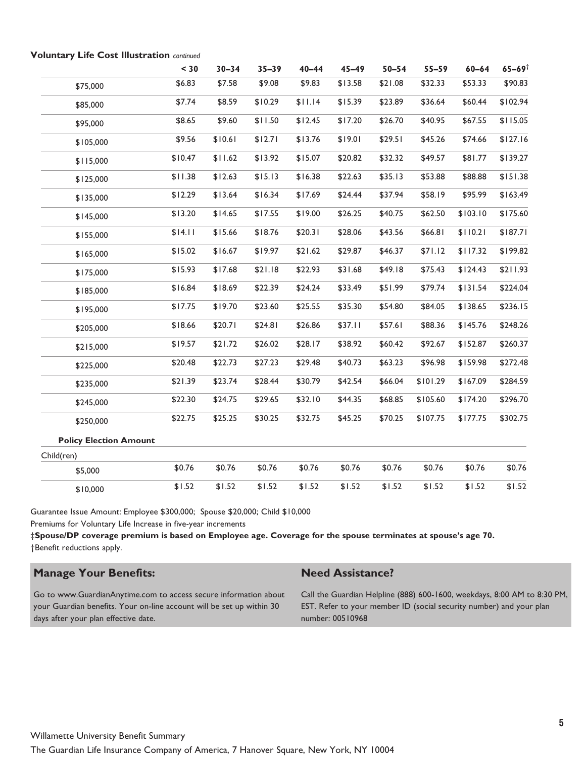**Voluntary Life Cost Illustration** *continued*

| | < 30 | 30–34 | 35–39 | 40–44 | 45–49 | 50–54 | 55–59 | 60–64 | 65–69† |
|---|---|---|---|---|---|---|---|---|---|
| $75,000 | $6.83 | $7.58 | $9.08 | $9.83 | $13.58 | $21.08 | $32.33 | $53.33 | $90.83 |
| $85,000 | $7.74 | $8.59 | $10.29 | $11.14 | $15.39 | $23.89 | $36.64 | $60.44 | $102.94 |
| $95,000 | $8.65 | $9.60 | $11.50 | $12.45 | $17.20 | $26.70 | $40.95 | $67.55 | $115.05 |
| $105,000 | $9.56 | $10.61 | $12.71 | $13.76 | $19.01 | $29.51 | $45.26 | $74.66 | $127.16 |
| $115,000 | $10.47 | $11.62 | $13.92 | $15.07 | $20.82 | $32.32 | $49.57 | $81.77 | $139.27 |
| $125,000 | $11.38 | $12.63 | $15.13 | $16.38 | $22.63 | $35.13 | $53.88 | $88.88 | $151.38 |
| $135,000 | $12.29 | $13.64 | $16.34 | $17.69 | $24.44 | $37.94 | $58.19 | $95.99 | $163.49 |
| $145,000 | $13.20 | $14.65 | $17.55 | $19.00 | $26.25 | $40.75 | $62.50 | $103.10 | $175.60 |
| $155,000 | $14.11 | $15.66 | $18.76 | $20.31 | $28.06 | $43.56 | $66.81 | $110.21 | $187.71 |
| $165,000 | $15.02 | $16.67 | $19.97 | $21.62 | $29.87 | $46.37 | $71.12 | $117.32 | $199.82 |
| $175,000 | $15.93 | $17.68 | $21.18 | $22.93 | $31.68 | $49.18 | $75.43 | $124.43 | $211.93 |
| $185,000 | $16.84 | $18.69 | $22.39 | $24.24 | $33.49 | $51.99 | $79.74 | $131.54 | $224.04 |
| $195,000 | $17.75 | $19.70 | $23.60 | $25.55 | $35.30 | $54.80 | $84.05 | $138.65 | $236.15 |
| $205,000 | $18.66 | $20.71 | $24.81 | $26.86 | $37.11 | $57.61 | $88.36 | $145.76 | $248.26 |
| $215,000 | $19.57 | $21.72 | $26.02 | $28.17 | $38.92 | $60.42 | $92.67 | $152.87 | $260.37 |
| $225,000 | $20.48 | $22.73 | $27.23 | $29.48 | $40.73 | $63.23 | $96.98 | $159.98 | $272.48 |
| $235,000 | $21.39 | $23.74 | $28.44 | $30.79 | $42.54 | $66.04 | $101.29 | $167.09 | $284.59 |
| $245,000 | $22.30 | $24.75 | $29.65 | $32.10 | $44.35 | $68.85 | $105.60 | $174.20 | $296.70 |
| $250,000 | $22.75 | $25.25 | $30.25 | $32.75 | $45.25 | $70.25 | $107.75 | $177.75 | $302.75 |
| **Policy Election Amount** | | | | | | | | | |
| Child(ren) | | | | | | | | | |
| $5,000 | $0.76 | $0.76 | $0.76 | $0.76 | $0.76 | $0.76 | $0.76 | $0.76 | $0.76 |
| $10,000 | $1.52 | $1.52 | $1.52 | $1.52 | $1.52 | $1.52 | $1.52 | $1.52 | $1.52 |

Guarantee Issue Amount: Employee $300,000; Spouse $20,000; Child $10,000

Premiums for Voluntary Life Increase in five-year increments

‡**Spouse/DP coverage premium is based on Employee age. Coverage for the spouse terminates at spouse's age 70.**

†Benefit reductions apply.

## Manage Your Benefits:

Go to www.GuardianAnytime.com to access secure information about your Guardian benefits. Your on-line account will be set up within 30 days after your plan effective date.

## Need Assistance?

Call the Guardian Helpline (888) 600-1600, weekdays, 8:00 AM to 8:30 PM, EST. Refer to your member ID (social security number) and your plan number: 00510968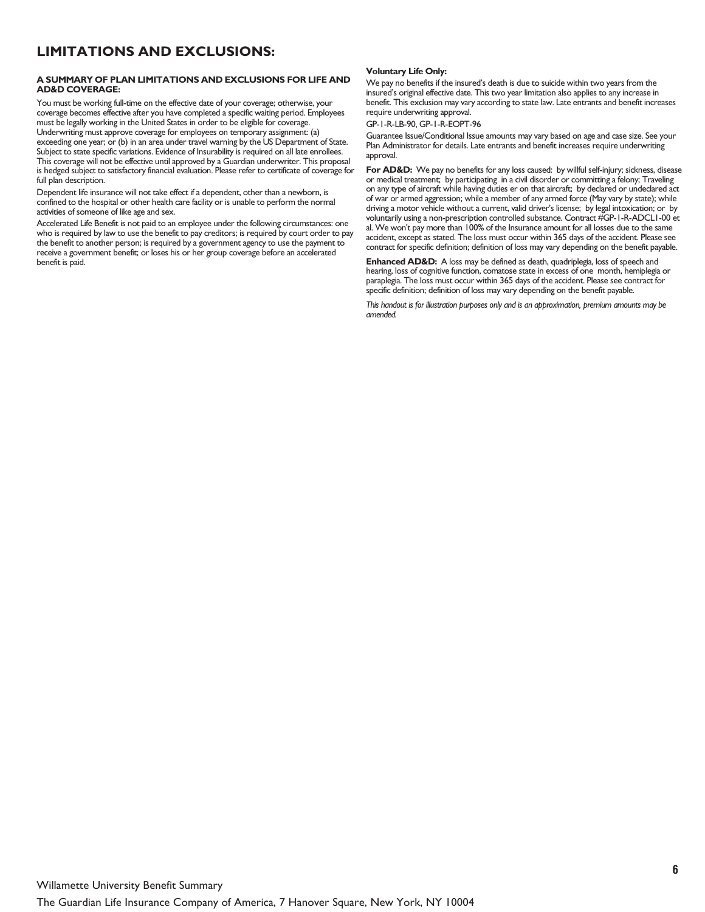# LIMITATIONS AND EXCLUSIONS:

**A SUMMARY OF PLAN LIMITATIONS AND EXCLUSIONS FOR LIFE AND AD&D COVERAGE:**

You must be working full-time on the effective date of your coverage; otherwise, your coverage becomes effective after you have completed a specific waiting period. Employees must be legally working in the United States in order to be eligible for coverage. Underwriting must approve coverage for employees on temporary assignment: (a) exceeding one year; or (b) in an area under travel warning by the US Department of State. Subject to state specific variations. Evidence of Insurability is required on all late enrollees. This coverage will not be effective until approved by a Guardian underwriter. This proposal is hedged subject to satisfactory financial evaluation. Please refer to certificate of coverage for full plan description.

Dependent life insurance will not take effect if a dependent, other than a newborn, is confined to the hospital or other health care facility or is unable to perform the normal activities of someone of like age and sex.

Accelerated Life Benefit is not paid to an employee under the following circumstances: one who is required by law to use the benefit to pay creditors; is required by court order to pay the benefit to another person; is required by a government agency to use the payment to receive a government benefit; or loses his or her group coverage before an accelerated benefit is paid.

**Voluntary Life Only:**

We pay no benefits if the insured's death is due to suicide within two years from the insured's original effective date. This two year limitation also applies to any increase in benefit. This exclusion may vary according to state law. Late entrants and benefit increases require underwriting approval.

GP-1-R-LB-90, GP-1-R-EOPT-96

Guarantee Issue/Conditional Issue amounts may vary based on age and case size. See your Plan Administrator for details. Late entrants and benefit increases require underwriting approval.

**For AD&D:** We pay no benefits for any loss caused: by willful self-injury; sickness, disease or medical treatment; by participating in a civil disorder or committing a felony; Traveling on any type of aircraft while having duties er on that aircraft; by declared or undeclared act of war or armed aggression; while a member of any armed force (May vary by state); while driving a motor vehicle without a current, valid driver's license; by legal intoxication; or by voluntarily using a non-prescription controlled substance. Contract #GP-1-R-ADCL1-00 et al. We won't pay more than 100% of the Insurance amount for all losses due to the same accident, except as stated. The loss must occur within 365 days of the accident. Please see contract for specific definition; definition of loss may vary depending on the benefit payable.

**Enhanced AD&D:** A loss may be defined as death, quadriplegia, loss of speech and hearing, loss of cognitive function, comatose state in excess of one month, hemiplegia or paraplegia. The loss must occur within 365 days of the accident. Please see contract for specific definition; definition of loss may vary depending on the benefit payable.

*This handout is for illustration purposes only and is an approximation, premium amounts may be amended.*

Willamette University Benefit Summary

The Guardian Life Insurance Company of America, 7 Hanover Square, New York, NY 10004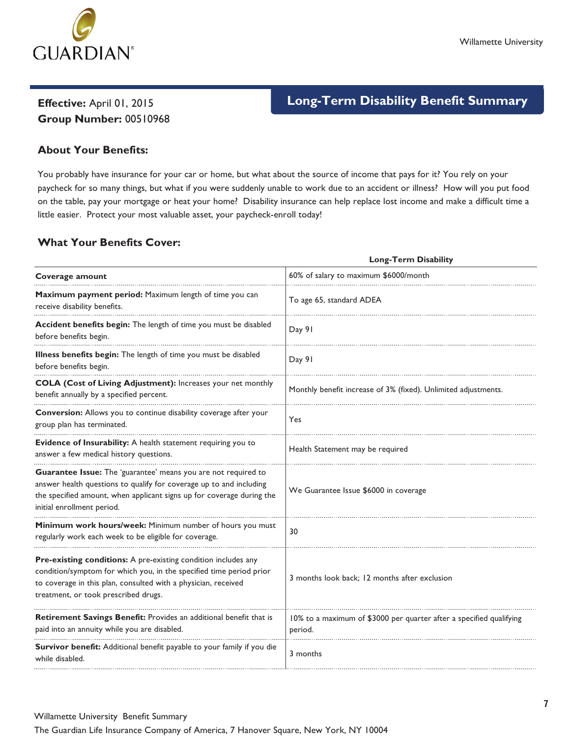**Effective:** April 01, 2015
**Group Number:** 00510968

# Long-Term Disability Benefit Summary

### About Your Benefits:

You probably have insurance for your car or home, but what about the source of income that pays for it? You rely on your paycheck for so many things, but what if you were suddenly unable to work due to an accident or illness? How will you put food on the table, pay your mortgage or heat your home? Disability insurance can help replace lost income and make a difficult time a little easier. Protect your most valuable asset, your paycheck-enroll today!

### What Your Benefits Cover:

| | Long-Term Disability |
|---|---|
| **Coverage amount** | 60% of salary to maximum $6000/month |
| **Maximum payment period:** Maximum length of time you can receive disability benefits. | To age 65, standard ADEA |
| **Accident benefits begin:** The length of time you must be disabled before benefits begin. | Day 91 |
| **Illness benefits begin:** The length of time you must be disabled before benefits begin. | Day 91 |
| **COLA (Cost of Living Adjustment):** Increases your net monthly benefit annually by a specified percent. | Monthly benefit increase of 3% (fixed). Unlimited adjustments. |
| **Conversion:** Allows you to continue disability coverage after your group plan has terminated. | Yes |
| **Evidence of Insurability:** A health statement requiring you to answer a few medical history questions. | Health Statement may be required |
| **Guarantee Issue:** The 'guarantee' means you are not required to answer health questions to qualify for coverage up to and including the specified amount, when applicant signs up for coverage during the initial enrollment period. | We Guarantee Issue $6000 in coverage |
| **Minimum work hours/week:** Minimum number of hours you must regularly work each week to be eligible for coverage. | 30 |
| **Pre-existing conditions:** A pre-existing condition includes any condition/symptom for which you, in the specified time period prior to coverage in this plan, consulted with a physician, received treatment, or took prescribed drugs. | 3 months look back; 12 months after exclusion |
| **Retirement Savings Benefit:** Provides an additional benefit that is paid into an annuity while you are disabled. | 10% to a maximum of $3000 per quarter after a specified qualifying period. |
| **Survivor benefit:** Additional benefit payable to your family if you die while disabled. | 3 months |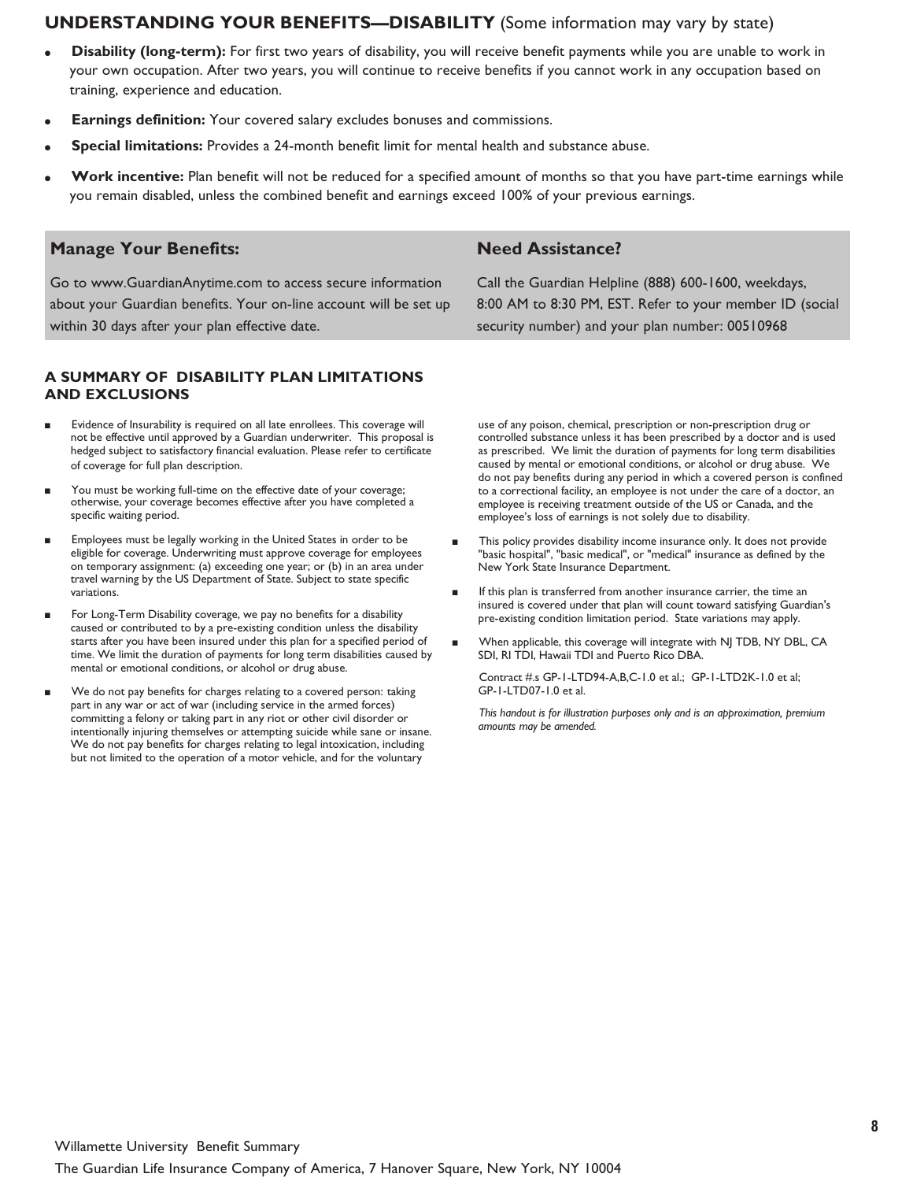## UNDERSTANDING YOUR BENEFITS—DISABILITY (Some information may vary by state)

- **Disability (long-term):** For first two years of disability, you will receive benefit payments while you are unable to work in your own occupation. After two years, you will continue to receive benefits if you cannot work in any occupation based on training, experience and education.
- **Earnings definition:** Your covered salary excludes bonuses and commissions.
- **Special limitations:** Provides a 24-month benefit limit for mental health and substance abuse.
- **Work incentive:** Plan benefit will not be reduced for a specified amount of months so that you have part-time earnings while you remain disabled, unless the combined benefit and earnings exceed 100% of your previous earnings.

| Manage Your Benefits: | Need Assistance? |
| --- | --- |
| Go to www.GuardianAnytime.com to access secure information about your Guardian benefits. Your on-line account will be set up within 30 days after your plan effective date. | Call the Guardian Helpline (888) 600-1600, weekdays, 8:00 AM to 8:30 PM, EST. Refer to your member ID (social security number) and your plan number: 00510968 |

### A SUMMARY OF DISABILITY PLAN LIMITATIONS AND EXCLUSIONS

- Evidence of Insurability is required on all late enrollees. This coverage will not be effective until approved by a Guardian underwriter. This proposal is hedged subject to satisfactory financial evaluation. Please refer to certificate of coverage for full plan description.
- You must be working full-time on the effective date of your coverage; otherwise, your coverage becomes effective after you have completed a specific waiting period.
- Employees must be legally working in the United States in order to be eligible for coverage. Underwriting must approve coverage for employees on temporary assignment: (a) exceeding one year; or (b) in an area under travel warning by the US Department of State. Subject to state specific variations.
- For Long-Term Disability coverage, we pay no benefits for a disability caused or contributed to by a pre-existing condition unless the disability starts after you have been insured under this plan for a specified period of time. We limit the duration of payments for long term disabilities caused by mental or emotional conditions, or alcohol or drug abuse.
- We do not pay benefits for charges relating to a covered person: taking part in any war or act of war (including service in the armed forces) committing a felony or taking part in any riot or other civil disorder or intentionally injuring themselves or attempting suicide while sane or insane. We do not pay benefits for charges relating to legal intoxication, including but not limited to the operation of a motor vehicle, and for the voluntary use of any poison, chemical, prescription or non-prescription drug or controlled substance unless it has been prescribed by a doctor and is used as prescribed. We limit the duration of payments for long term disabilities caused by mental or emotional conditions, or alcohol or drug abuse. We do not pay benefits during any period in which a covered person is confined to a correctional facility, an employee is not under the care of a doctor, an employee is receiving treatment outside of the US or Canada, and the employee's loss of earnings is not solely due to disability.
- This policy provides disability income insurance only. It does not provide "basic hospital", "basic medical", or "medical" insurance as defined by the New York State Insurance Department.
- If this plan is transferred from another insurance carrier, the time an insured is covered under that plan will count toward satisfying Guardian's pre-existing condition limitation period. State variations may apply.
- When applicable, this coverage will integrate with NJ TDB, NY DBL, CA SDI, RI TDI, Hawaii TDI and Puerto Rico DBA.

Contract #.s GP-1-LTD94-A,B,C-1.0 et al.; GP-1-LTD2K-1.0 et al; GP-1-LTD07-1.0 et al.

*This handout is for illustration purposes only and is an approximation, premium amounts may be amended.*

Willamette University Benefit Summary
The Guardian Life Insurance Company of America, 7 Hanover Square, New York, NY 10004